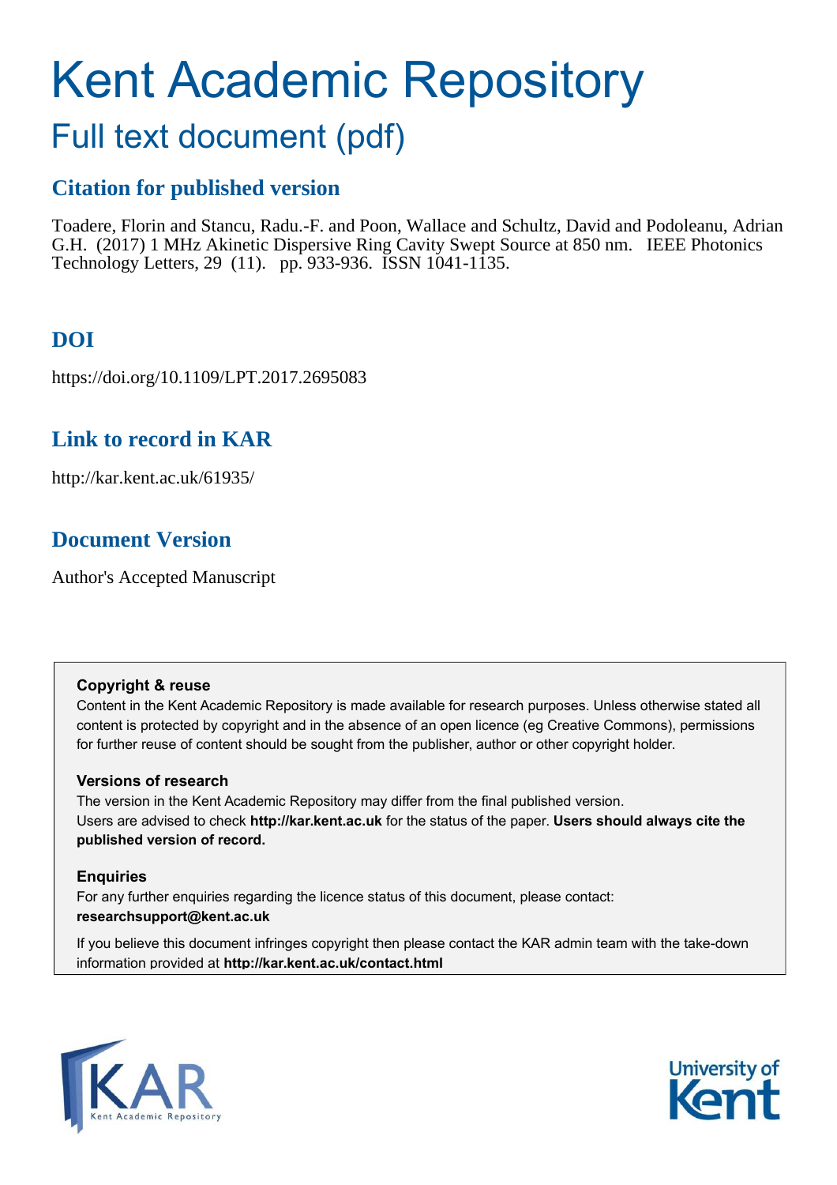# Kent Academic Repository

## Full text document (pdf)

### Citation for published version

Toadere, Florin and Stancu, Radu.-F. and Poon, Wallace and Schultz, David and Podoleanu, Adrian G.H. (2017) 1 MHz Akinetic Dispersive Ring Cavity Swept Source at 850 nm. IEEE Photonics Technology Letters, 29 (11). pp. 933-936. ISSN 1041-1135.

### DOI

https://doi.org/10.1109/LPT.2017.2695083

### Link to record in KAR

http://kar.kent.ac.uk/61935/

### Document Version

Author's Accepted Manuscript

**Copyright & reuse**

Content in the Kent Academic Repository is made available for research purposes. Unless otherwise stated all content is protected by copyright and in the absence of an open licence (eg Creative Commons), permissions for further reuse of content should be sought from the publisher, author or other copyright holder.

**Versions of research**

The version in the Kent Academic Repository may differ from the final published version. Users are advised to check **http://kar.kent.ac.uk** for the status of the paper. **Users should always cite the published version of record.**

**Enquiries**

For any further enquiries regarding the licence status of this document, please contact: **researchsupport@kent.ac.uk**

If you believe this document infringes copyright then please contact the KAR admin team with the take-down information provided at **http://kar.kent.ac.uk/contact.html**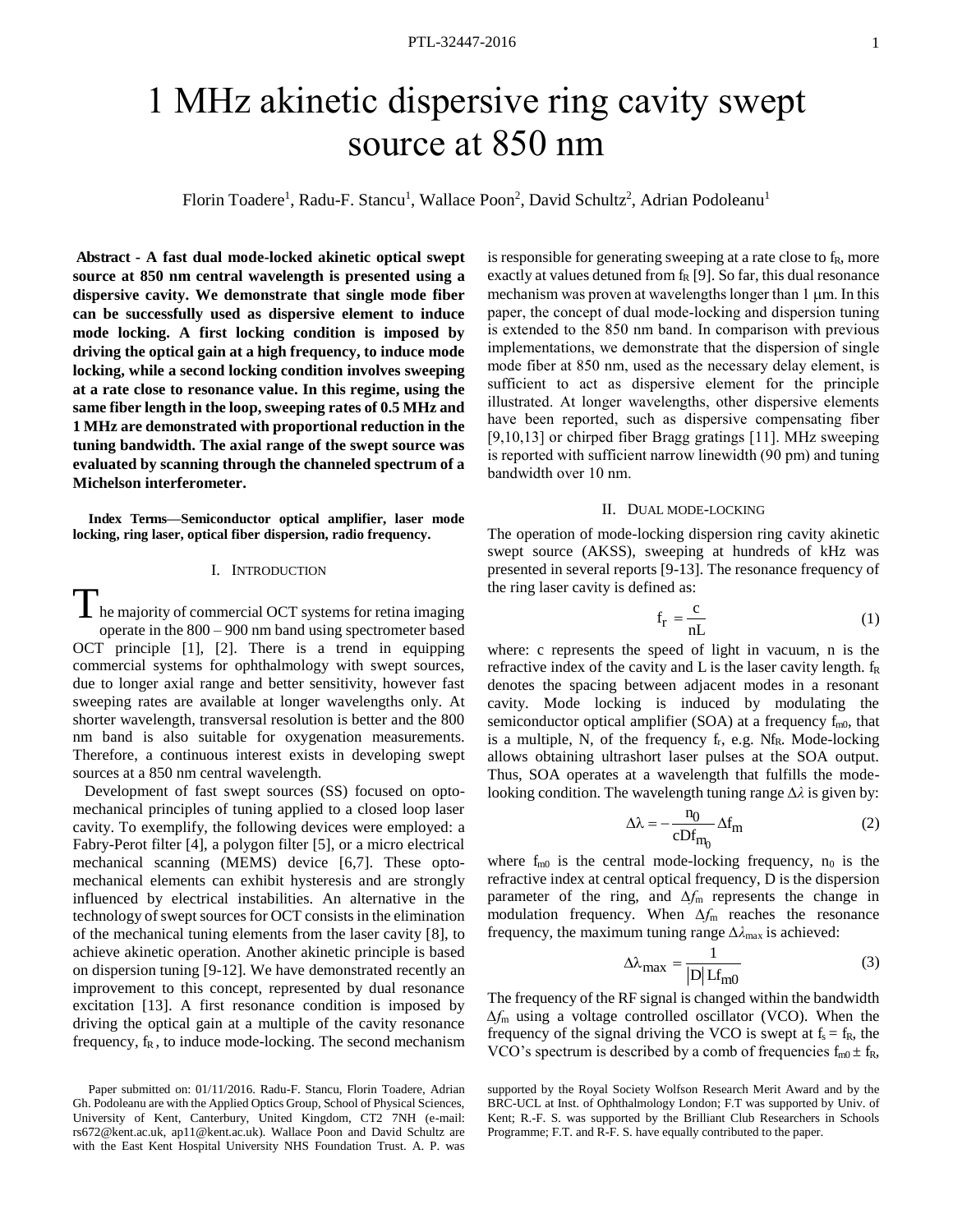# 1 MHz akinetic dispersive ring cavity swept source at 850 nm

Florin Toadere[1], Radu-F. Stancu[1], Wallace Poon[2], David Schultz[2], Adrian Podoleanu[1]

**Abstract - A fast dual mode-locked akinetic optical swept source at 850 nm central wavelength is presented using a dispersive cavity. We demonstrate that single mode fiber can be successfully used as dispersive element to induce mode locking. A first locking condition is imposed by driving the optical gain at a high frequency, to induce mode locking, while a second locking condition involves sweeping at a rate close to resonance value. In this regime, using the same fiber length in the loop, sweeping rates of 0.5 MHz and 1 MHz are demonstrated with proportional reduction in the tuning bandwidth. The axial range of the swept source was evaluated by scanning through the channeled spectrum of a Michelson interferometer.**

**Index Terms—Semiconductor optical amplifier, laser mode locking, ring laser, optical fiber dispersion, radio frequency.**

## I. Introduction

The majority of commercial OCT systems for retina imaging operate in the 800 – 900 nm band using spectrometer based OCT principle [1], [2]. There is a trend in equipping commercial systems for ophthalmology with swept sources, due to longer axial range and better sensitivity, however fast sweeping rates are available at longer wavelengths only. At shorter wavelength, transversal resolution is better and the 800 nm band is also suitable for oxygenation measurements. Therefore, a continuous interest exists in developing swept sources at a 850 nm central wavelength.

Development of fast swept sources (SS) focused on opto-mechanical principles of tuning applied to a closed loop laser cavity. To exemplify, the following devices were employed: a Fabry-Perot filter [4], a polygon filter [5], or a micro electrical mechanical scanning (MEMS) device [6,7]. These opto-mechanical elements can exhibit hysteresis and are strongly influenced by electrical instabilities. An alternative in the technology of swept sources for OCT consists in the elimination of the mechanical tuning elements from the laser cavity [8], to achieve akinetic operation. Another akinetic principle is based on dispersion tuning [9-12]. We have demonstrated recently an improvement to this concept, represented by dual resonance excitation [13]. A first resonance condition is imposed by driving the optical gain at a multiple of the cavity resonance frequency, $f_R$, to induce mode-locking. The second mechanism is responsible for generating sweeping at a rate close to $f_R$, more exactly at values detuned from $f_R$ [9]. So far, this dual resonance mechanism was proven at wavelengths longer than 1 μm. In this paper, the concept of dual mode-locking and dispersion tuning is extended to the 850 nm band. In comparison with previous implementations, we demonstrate that the dispersion of single mode fiber at 850 nm, used as the necessary delay element, is sufficient to act as dispersive element for the principle illustrated. At longer wavelengths, other dispersive elements have been reported, such as dispersive compensating fiber [9,10,13] or chirped fiber Bragg gratings [11]. MHz sweeping is reported with sufficient narrow linewidth (90 pm) and tuning bandwidth over 10 nm.

## II. Dual mode-locking

The operation of mode-locking dispersion ring cavity akinetic swept source (AKSS), sweeping at hundreds of kHz was presented in several reports [9-13]. The resonance frequency of the ring laser cavity is defined as:

$$f_r = \frac{c}{nL} \tag{1}$$

where: c represents the speed of light in vacuum, n is the refractive index of the cavity and L is the laser cavity length. $f_R$ denotes the spacing between adjacent modes in a resonant cavity. Mode locking is induced by modulating the semiconductor optical amplifier (SOA) at a frequency $f_{m0}$, that is a multiple, N, of the frequency $f_r$, e.g. $Nf_R$. Mode-locking allows obtaining ultrashort laser pulses at the SOA output. Thus, SOA operates at a wavelength that fulfills the mode-looking condition. The wavelength tuning range $\Delta\lambda$ is given by:

$$\Delta\lambda = -\frac{n_0}{cDf_{m_0}}\Delta f_m \tag{2}$$

where $f_{m0}$ is the central mode-locking frequency, $n_0$ is the refractive index at central optical frequency, D is the dispersion parameter of the ring, and $\Delta f_m$ represents the change in modulation frequency. When $\Delta f_m$ reaches the resonance frequency, the maximum tuning range $\Delta\lambda_{max}$ is achieved:

$$\Delta\lambda_{max} = \frac{1}{|D| L f_{m0}} \tag{3}$$

The frequency of the RF signal is changed within the bandwidth $\Delta f_m$ using a voltage controlled oscillator (VCO). When the frequency of the signal driving the VCO is swept at $f_s = f_R$, the VCO's spectrum is described by a comb of frequencies $f_{m0} \pm f_R$,

Paper submitted on: 01/11/2016. Radu-F. Stancu, Florin Toadere, Adrian Gh. Podoleanu are with the Applied Optics Group, School of Physical Sciences, University of Kent, Canterbury, United Kingdom, CT2 7NH (e-mail: rs672@kent.ac.uk, ap11@kent.ac.uk). Wallace Poon and David Schultz are with the East Kent Hospital University NHS Foundation Trust. A. P. was supported by the Royal Society Wolfson Research Merit Award and by the BRC-UCL at Inst. of Ophthalmology London; F.T was supported by Univ. of Kent; R.-F. S. was supported by the Brilliant Club Researchers in Schools Programme; F.T. and R-F. S. have equally contributed to the paper.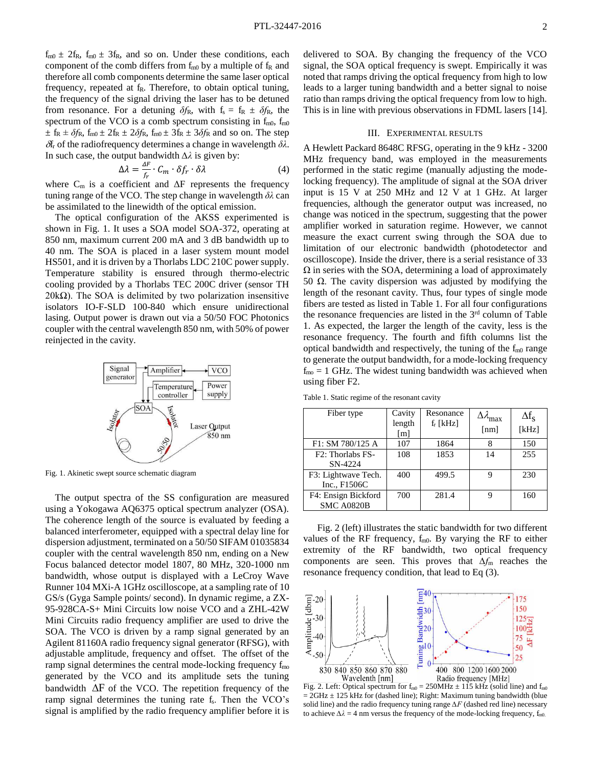$f_{m0} \pm 2f_R$, $f_{m0} \pm 3f_R$, and so on. Under these conditions, each component of the comb differs from $f_{m0}$ by a multiple of $f_R$ and therefore all comb components determine the same laser optical frequency, repeated at $f_R$. Therefore, to obtain optical tuning, the frequency of the signal driving the laser has to be detuned from resonance. For a detuning $\delta f_R$, with $f_s = f_R \pm \delta f_R$, the spectrum of the VCO is a comb spectrum consisting in $f_{m0}$, $f_{m0} \pm f_R \pm \delta f_R$, $f_{m0} \pm 2f_R \pm 2\delta f_R$, $f_{m0} \pm 3f_R \pm 3\delta f_R$ and so on. The step $\delta f_r$ of the radiofrequency determines a change in wavelength $\delta\lambda$. In such case, the output bandwidth $\Delta\lambda$ is given by:

$$\Delta\lambda = \frac{\Delta F}{f_r} \cdot C_m \cdot \delta f_r \cdot \delta\lambda \tag{4}$$

where $C_m$ is a coefficient and $\Delta F$ represents the frequency tuning range of the VCO. The step change in wavelength $\delta\lambda$ can be assimilated to the linewidth of the optical emission.

The optical configuration of the AKSS experimented is shown in Fig. 1. It uses a SOA model SOA-372, operating at 850 nm, maximum current 200 mA and 3 dB bandwidth up to 40 nm. The SOA is placed in a laser system mount model HS501, and it is driven by a Thorlabs LDC 210C power supply. Temperature stability is ensured through thermo-electric cooling provided by a Thorlabs TEC 200C driver (sensor TH 20kΩ). The SOA is delimited by two polarization insensitive isolators IO-F-SLD 100-840 which ensure unidirectional lasing. Output power is drawn out via a 50/50 FOC Photonics coupler with the central wavelength 850 nm, with 50% of power reinjected in the cavity.

Fig. 1. Akinetic swept source schematic diagram

The output spectra of the SS configuration are measured using a Yokogawa AQ6375 optical spectrum analyzer (OSA). The coherence length of the source is evaluated by feeding a balanced interferometer, equipped with a spectral delay line for dispersion adjustment, terminated on a 50/50 SIFAM 01035834 coupler with the central wavelength 850 nm, ending on a New Focus balanced detector model 1807, 80 MHz, 320-1000 nm bandwidth, whose output is displayed with a LeCroy Wave Runner 104 MXi-A 1GHz oscilloscope, at a sampling rate of 10 GS/s (Gyga Sample points/ second). In dynamic regime, a ZX-95-928CA-S+ Mini Circuits low noise VCO and a ZHL-42W Mini Circuits radio frequency amplifier are used to drive the SOA. The VCO is driven by a ramp signal generated by an Agilent 81160A radio frequency signal generator (RFSG), with adjustable amplitude, frequency and offset. The offset of the ramp signal determines the central mode-locking frequency $f_{mo}$ generated by the VCO and its amplitude sets the tuning bandwidth $\Delta F$ of the VCO. The repetition frequency of the ramp signal determines the tuning rate $f_s$. Then the VCO's signal is amplified by the radio frequency amplifier before it is delivered to SOA. By changing the frequency of the VCO signal, the SOA optical frequency is swept. Empirically it was noted that ramps driving the optical frequency from high to low leads to a larger tuning bandwidth and a better signal to noise ratio than ramps driving the optical frequency from low to high. This is in line with previous observations in FDML lasers [14].

## III. Experimental Results

A Hewlett Packard 8648C RFSG, operating in the 9 kHz - 3200 MHz frequency band, was employed in the measurements performed in the static regime (manually adjusting the mode-locking frequency). The amplitude of signal at the SOA driver input is 15 V at 250 MHz and 12 V at 1 GHz. At larger frequencies, although the generator output was increased, no change was noticed in the spectrum, suggesting that the power amplifier worked in saturation regime. However, we cannot measure the exact current swing through the SOA due to limitation of our electronic bandwidth (photodetector and oscilloscope). Inside the driver, there is a serial resistance of 33 Ω in series with the SOA, determining a load of approximately 50 Ω. The cavity dispersion was adjusted by modifying the length of the resonant cavity. Thus, four types of single mode fibers are tested as listed in Table 1. For all four configurations the resonance frequencies are listed in the 3[rd] column of Table 1. As expected, the larger the length of the cavity, less is the resonance frequency. The fourth and fifth columns list the optical bandwidth and respectively, the tuning of the $f_{m0}$ range to generate the output bandwidth, for a mode-locking frequency $f_{mo}$ = 1 GHz. The widest tuning bandwidth was achieved when using fiber F2.

Table 1. Static regime of the resonant cavity

| Fiber type | Cavity length [m] | Resonance $f_r$ [kHz] | $\Delta\lambda_{max}$ [nm] | $\Delta f_S$ [kHz] |
|---|---|---|---|---|
| F1: SM 780/125 A | 107 | 1864 | 8 | 150 |
| F2: Thorlabs FS-SN-4224 | 108 | 1853 | 14 | 255 |
| F3: Lightwave Tech. Inc., F1506C | 400 | 499.5 | 9 | 230 |
| F4: Ensign Bickford SMC A0820B | 700 | 281.4 | 9 | 160 |

Fig. 2 (left) illustrates the static bandwidth for two different values of the RF frequency, $f_{m0}$. By varying the RF to either extremity of the RF bandwidth, two optical frequency components are seen. This proves that $\Delta f_m$ reaches the resonance frequency condition, that lead to Eq (3).

Fig. 2. Left: Optical spectrum for $f_{m0}$ = 250MHz ± 115 kHz (solid line) and $f_{m0}$ = 2GHz ± 125 kHz (dashed line); Right: Maximum tuning bandwidth (blue solid line) and the radio frequency tuning range $\Delta F$ (dashed red line) necessary to achieve $\Delta\lambda$ = 4 nm versus the frequency of the mode-locking frequency, $f_{m0}$.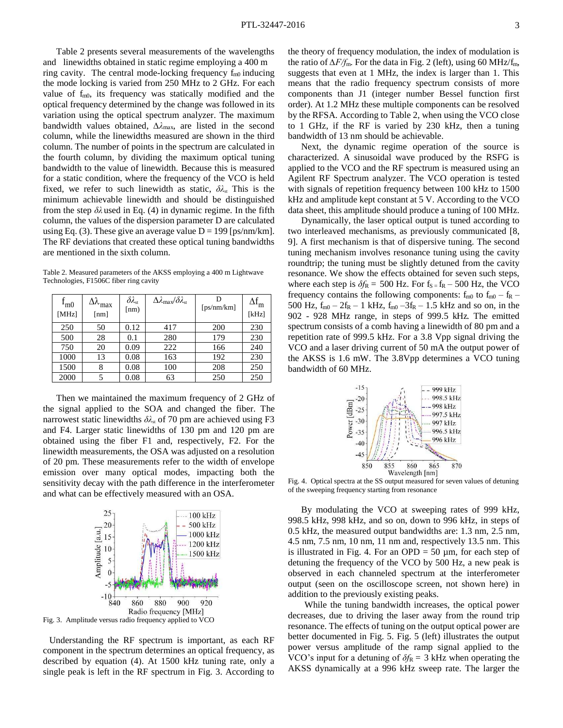Table 2 presents several measurements of the wavelengths and linewidths obtained in static regime employing a 400 m ring cavity. The central mode-locking frequency $f_{m0}$ inducing the mode locking is varied from 250 MHz to 2 GHz. For each value of $f_{m0}$, its frequency was statically modified and the optical frequency determined by the change was followed in its variation using the optical spectrum analyzer. The maximum bandwidth values obtained, $\Delta\lambda_{max}$, are listed in the second column, while the linewidths measured are shown in the third column. The number of points in the spectrum are calculated in the fourth column, by dividing the maximum optical tuning bandwidth to the value of linewidth. Because this is measured for a static condition, where the frequency of the VCO is held fixed, we refer to such linewidth as static, $\delta\lambda_{st}$ This is the minimum achievable linewidth and should be distinguished from the step $\delta\lambda$ used in Eq. (4) in dynamic regime. In the fifth column, the values of the dispersion parameter D are calculated using Eq. (3). These give an average value D = 199 [ps/nm/km]. The RF deviations that created these optical tuning bandwidths are mentioned in the sixth column.

Table 2. Measured parameters of the AKSS employing a 400 m Lightwave Technologies, F1506C fiber ring cavity

| $f_{m0}$ [MHz] | $\Delta\lambda_{max}$ [nm] | $\delta\lambda_{st}$ [nm] | $\Delta\lambda_{max}/\delta\lambda_{st}$ | D [ps/nm/km] | $\Delta f_m$ [kHz] |
|---|---|---|---|---|---|
| 250 | 50 | 0.12 | 417 | 200 | 230 |
| 500 | 28 | 0.1 | 280 | 179 | 230 |
| 750 | 20 | 0.09 | 222 | 166 | 240 |
| 1000 | 13 | 0.08 | 163 | 192 | 230 |
| 1500 | 8 | 0.08 | 100 | 208 | 250 |
| 2000 | 5 | 0.08 | 63 | 250 | 250 |

Then we maintained the maximum frequency of 2 GHz of the signal applied to the SOA and changed the fiber. The narrowest static linewidths $\delta\lambda_{st}$ of 70 pm are achieved using F3 and F4. Larger static linewidths of 130 pm and 120 pm are obtained using the fiber F1 and, respectively, F2. For the linewidth measurements, the OSA was adjusted on a resolution of 20 pm. These measurements refer to the width of envelope emission over many optical modes, impacting both the sensitivity decay with the path difference in the interferometer and what can be effectively measured with an OSA.

Fig. 3. Amplitude versus radio frequency applied to VCO

Understanding the RF spectrum is important, as each RF component in the spectrum determines an optical frequency, as described by equation (4). At 1500 kHz tuning rate, only a single peak is left in the RF spectrum in Fig. 3. According to the theory of frequency modulation, the index of modulation is the ratio of $\Delta F/f_m$. For the data in Fig. 2 (left), using 60 MHz/$f_m$, suggests that even at 1 MHz, the index is larger than 1. This means that the radio frequency spectrum consists of more components than J1 (integer number Bessel function first order). At 1.2 MHz these multiple components can be resolved by the RFSA. According to Table 2, when using the VCO close to 1 GHz, if the RF is varied by 230 kHz, then a tuning bandwidth of 13 nm should be achievable.

Next, the dynamic regime operation of the source is characterized. A sinusoidal wave produced by the RSFG is applied to the VCO and the RF spectrum is measured using an Agilent RF Spectrum analyzer. The VCO operation is tested with signals of repetition frequency between 100 kHz to 1500 kHz and amplitude kept constant at 5 V. According to the VCO data sheet, this amplitude should produce a tuning of 100 MHz.

Dynamically, the laser optical output is tuned according to two interleaved mechanisms, as previously communicated [8, 9]. A first mechanism is that of dispersive tuning. The second tuning mechanism involves resonance tuning using the cavity roundtrip; the tuning must be slightly detuned from the cavity resonance. We show the effects obtained for seven such steps, where each step is $\delta f_R$ = 500 Hz. For $f_S = f_R$ – 500 Hz, the VCO frequency contains the following components: $f_{m0}$ to $f_{m0} - f_R$ – 500 Hz, $f_{m0} - 2f_R$ – 1 kHz, $f_{m0} - 3f_R$ – 1.5 kHz and so on, in the 902 - 928 MHz range, in steps of 999.5 kHz. The emitted spectrum consists of a comb having a linewidth of 80 pm and a repetition rate of 999.5 kHz. For a 3.8 Vpp signal driving the VCO and a laser driving current of 50 mA the output power of the AKSS is 1.6 mW. The 3.8Vpp determines a VCO tuning bandwidth of 60 MHz.

Fig. 4. Optical spectra at the SS output measured for seven values of detuning of the sweeping frequency starting from resonance

By modulating the VCO at sweeping rates of 999 kHz, 998.5 kHz, 998 kHz, and so on, down to 996 kHz, in steps of 0.5 kHz, the measured output bandwidths are: 1.3 nm, 2.5 nm, 4.5 nm, 7.5 nm, 10 nm, 11 nm and, respectively 13.5 nm. This is illustrated in Fig. 4. For an OPD = 50 µm, for each step of detuning the frequency of the VCO by 500 Hz, a new peak is observed in each channeled spectrum at the interferometer output (seen on the oscilloscope screen, not shown here) in addition to the previously existing peaks.

While the tuning bandwidth increases, the optical power decreases, due to driving the laser away from the round trip resonance. The effects of tuning on the output optical power are better documented in Fig. 5. Fig. 5 (left) illustrates the output power versus amplitude of the ramp signal applied to the VCO's input for a detuning of $\delta f_R$ = 3 kHz when operating the AKSS dynamically at a 996 kHz sweep rate. The larger the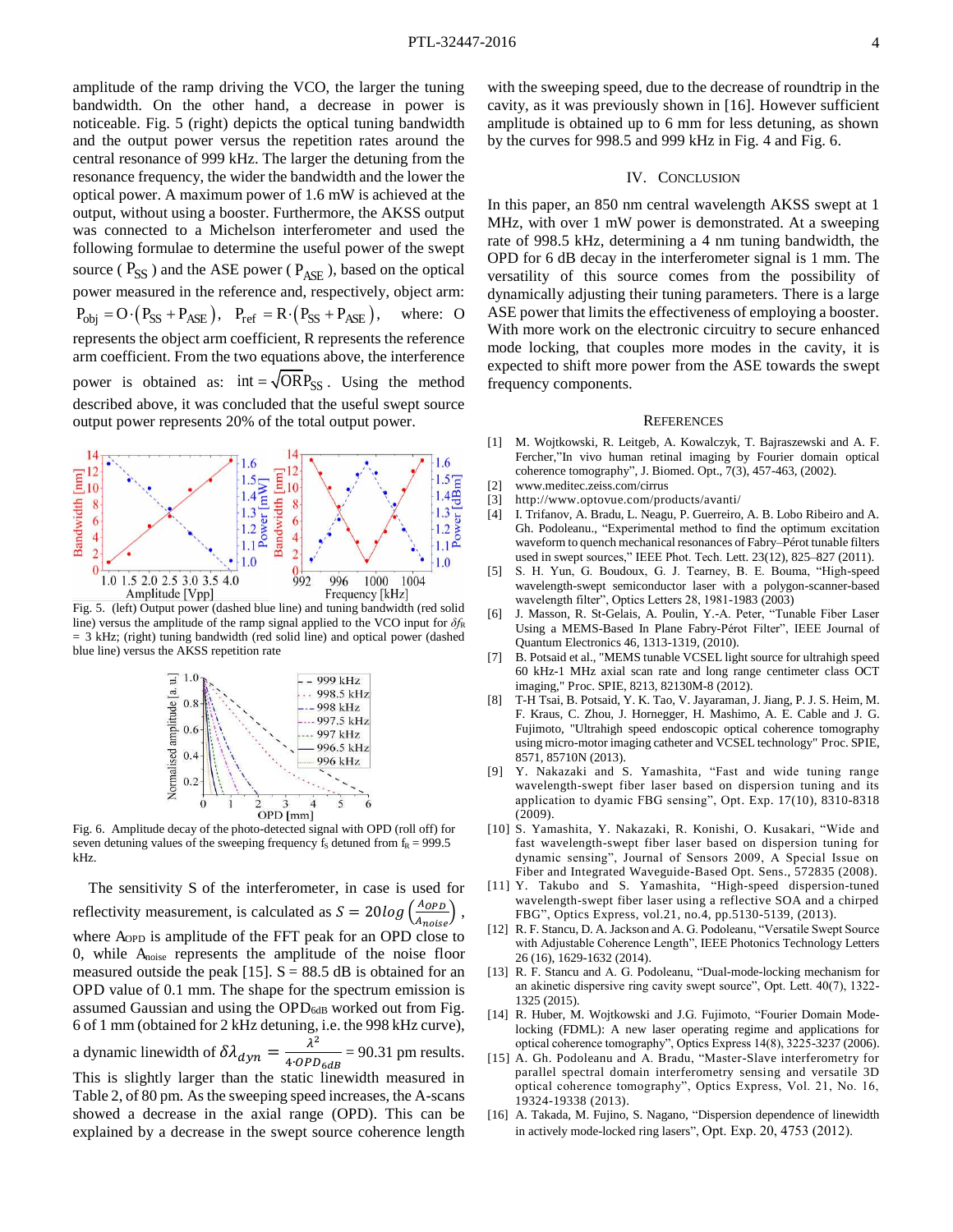amplitude of the ramp driving the VCO, the larger the tuning bandwidth. On the other hand, a decrease in power is noticeable. Fig. 5 (right) depicts the optical tuning bandwidth and the output power versus the repetition rates around the central resonance of 999 kHz. The larger the detuning from the resonance frequency, the wider the bandwidth and the lower the optical power. A maximum power of 1.6 mW is achieved at the output, without using a booster. Furthermore, the AKSS output was connected to a Michelson interferometer and used the following formulae to determine the useful power of the swept source ( $P_{SS}$ ) and the ASE power ( $P_{ASE}$ ), based on the optical power measured in the reference and, respectively, object arm: $P_{obj} = O \cdot (P_{SS} + P_{ASE})$, $P_{ref} = R \cdot (P_{SS} + P_{ASE})$, where: O represents the object arm coefficient, R represents the reference arm coefficient. From the two equations above, the interference power is obtained as: $\text{int} = \sqrt{ORP_{SS}}$. Using the method described above, it was concluded that the useful swept source output power represents 20% of the total output power.

14
12
10
8
6
4
2
0
Bandwidth [nm]
1.6
1.5
1.4
1.3
1.2
1.1
1.0
Power [mW]
1.0 1.5 2.0 2.5 3.0 3.5 4.0
Amplitude [Vpp]

14
12
10
8
6
4
2
0
Bandwidth [nm]
1.6
1.5
1.4
1.3
1.2
1.1
1.0
Power [dBm]
992 996 1000 1004
Frequency [kHz]

Fig. 5. (left) Output power (dashed blue line) and tuning bandwidth (red solid line) versus the amplitude of the ramp signal applied to the VCO input for $\delta f_R$ = 3 kHz; (right) tuning bandwidth (red solid line) and optical power (dashed blue line) versus the AKSS repetition rate

1.0
0.8
0.6
0.4
0.2
Normalised amplitude [a. u.]
0 1 2 3 4 5 6
OPD [mm]
999 kHz
998.5 kHz
998 kHz
997.5 kHz
997 kHz
996.5 kHz
996 kHz

Fig. 6. Amplitude decay of the photo-detected signal with OPD (roll off) for seven detuning values of the sweeping frequency $f_S$ detuned from $f_R$ = 999.5 kHz.

The sensitivity S of the interferometer, in case is used for reflectivity measurement, is calculated as $S = 20log\left(\frac{A_{OPD}}{A_{noise}}\right)$, where $A_{OPD}$ is amplitude of the FFT peak for an OPD close to 0, while $A_{noise}$ represents the amplitude of the noise floor measured outside the peak [15]. S = 88.5 dB is obtained for an OPD value of 0.1 mm. The shape for the spectrum emission is assumed Gaussian and using the $OPD_{6dB}$ worked out from Fig. 6 of 1 mm (obtained for 2 kHz detuning, i.e. the 998 kHz curve), a dynamic linewidth of $\delta\lambda_{dyn} = \frac{\lambda^2}{4 \cdot OPD_{6dB}}$ = 90.31 pm results. This is slightly larger than the static linewidth measured in Table 2, of 80 pm. As the sweeping speed increases, the A-scans showed a decrease in the axial range (OPD). This can be explained by a decrease in the swept source coherence length with the sweeping speed, due to the decrease of roundtrip in the cavity, as it was previously shown in [16]. However sufficient amplitude is obtained up to 6 mm for less detuning, as shown by the curves for 998.5 and 999 kHz in Fig. 4 and Fig. 6.

## IV. Conclusion

In this paper, an 850 nm central wavelength AKSS swept at 1 MHz, with over 1 mW power is demonstrated. At a sweeping rate of 998.5 kHz, determining a 4 nm tuning bandwidth, the OPD for 6 dB decay in the interferometer signal is 1 mm. The versatility of this source comes from the possibility of dynamically adjusting their tuning parameters. There is a large ASE power that limits the effectiveness of employing a booster. With more work on the electronic circuitry to secure enhanced mode locking, that couples more modes in the cavity, it is expected to shift more power from the ASE towards the swept frequency components.

## References

[1] M. Wojtkowski, R. Leitgeb, A. Kowalczyk, T. Bajraszewski and A. F. Fercher,"In vivo human retinal imaging by Fourier domain optical coherence tomography", J. Biomed. Opt., 7(3), 457-463, (2002).

[2] www.meditec.zeiss.com/cirrus

[3] http://www.optovue.com/products/avanti/

[4] I. Trifanov, A. Bradu, L. Neagu, P. Guerreiro, A. B. Lobo Ribeiro and A. Gh. Podoleanu., "Experimental method to find the optimum excitation waveform to quench mechanical resonances of Fabry–Pérot tunable filters used in swept sources," IEEE Phot. Tech. Lett. 23(12), 825–827 (2011).

[5] S. H. Yun, G. Boudoux, G. J. Tearney, B. E. Bouma, "High-speed wavelength-swept semiconductor laser with a polygon-scanner-based wavelength filter", Optics Letters 28, 1981-1983 (2003)

[6] J. Masson, R. St-Gelais, A. Poulin, Y.-A. Peter, "Tunable Fiber Laser Using a MEMS-Based In Plane Fabry-Pérot Filter", IEEE Journal of Quantum Electronics 46, 1313-1319, (2010).

[7] B. Potsaid et al., "MEMS tunable VCSEL light source for ultrahigh speed 60 kHz-1 MHz axial scan rate and long range centimeter class OCT imaging," Proc. SPIE, 8213, 82130M-8 (2012).

[8] T-H Tsai, B. Potsaid, Y. K. Tao, V. Jayaraman, J. Jiang, P. J. S. Heim, M. F. Kraus, C. Zhou, J. Hornegger, H. Mashimo, A. E. Cable and J. G. Fujimoto, "Ultrahigh speed endoscopic optical coherence tomography using micro-motor imaging catheter and VCSEL technology" Proc. SPIE, 8571, 85710N (2013).

[9] Y. Nakazaki and S. Yamashita, "Fast and wide tuning range wavelength-swept fiber laser based on dispersion tuning and its application to dyamic FBG sensing", Opt. Exp. 17(10), 8310-8318 (2009).

[10] S. Yamashita, Y. Nakazaki, R. Konishi, O. Kusakari, "Wide and fast wavelength-swept fiber laser based on dispersion tuning for dynamic sensing", Journal of Sensors 2009, A Special Issue on Fiber and Integrated Waveguide-Based Opt. Sens., 572835 (2008).

[11] Y. Takubo and S. Yamashita, "High-speed dispersion-tuned wavelength-swept fiber laser using a reflective SOA and a chirped FBG", Optics Express, vol.21, no.4, pp.5130-5139, (2013).

[12] R. F. Stancu, D. A. Jackson and A. G. Podoleanu, "Versatile Swept Source with Adjustable Coherence Length", IEEE Photonics Technology Letters 26 (16), 1629-1632 (2014).

[13] R. F. Stancu and A. G. Podoleanu, "Dual-mode-locking mechanism for an akinetic dispersive ring cavity swept source", Opt. Lett. 40(7), 1322-1325 (2015).

[14] R. Huber, M. Wojtkowski and J.G. Fujimoto, "Fourier Domain Mode-locking (FDML): A new laser operating regime and applications for optical coherence tomography", Optics Express 14(8), 3225-3237 (2006).

[15] A. Gh. Podoleanu and A. Bradu, "Master-Slave interferometry for parallel spectral domain interferometry sensing and versatile 3D optical coherence tomography", Optics Express, Vol. 21, No. 16, 19324-19338 (2013).

[16] A. Takada, M. Fujino, S. Nagano, "Dispersion dependence of linewidth in actively mode-locked ring lasers", Opt. Exp. 20, 4753 (2012).